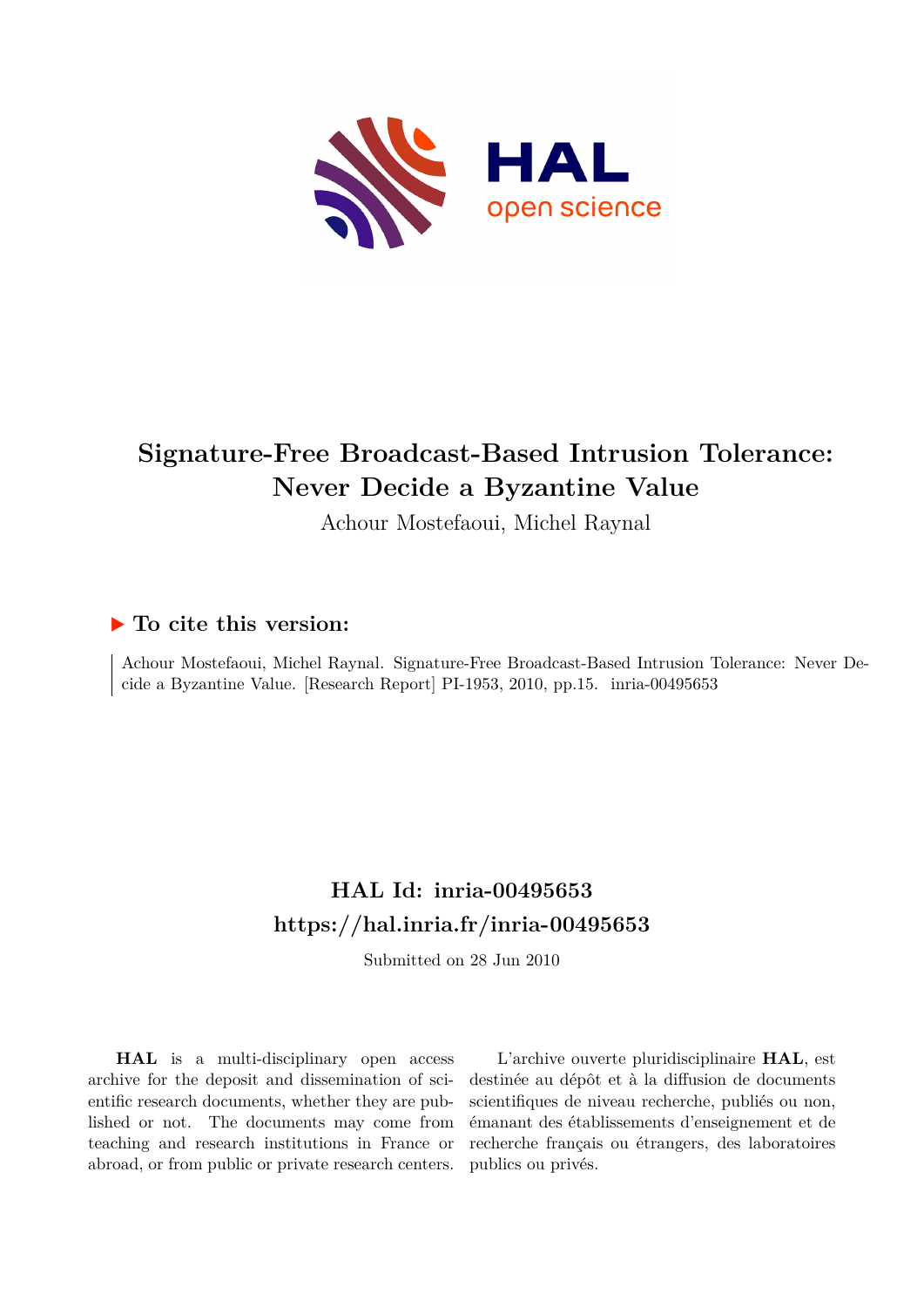# Signature-Free Broadcast-Based Intrusion Tolerance: Never Decide a Byzantine Value

Achour Mostefaoui, Michel Raynal

### ▶ To cite this version:

Achour Mostefaoui, Michel Raynal. Signature-Free Broadcast-Based Intrusion Tolerance: Never Decide a Byzantine Value. [Research Report] PI-1953, 2010, pp.15. inria-00495653

## HAL Id: inria-00495653

## https://hal.inria.fr/inria-00495653

Submitted on 28 Jun 2010

**HAL** is a multi-disciplinary open access archive for the deposit and dissemination of scientific research documents, whether they are published or not. The documents may come from teaching and research institutions in France or abroad, or from public or private research centers.

L'archive ouverte pluridisciplinaire **HAL**, est destinée au dépôt et à la diffusion de documents scientifiques de niveau recherche, publiés ou non, émanant des établissements d'enseignement et de recherche français ou étrangers, des laboratoires publics ou privés.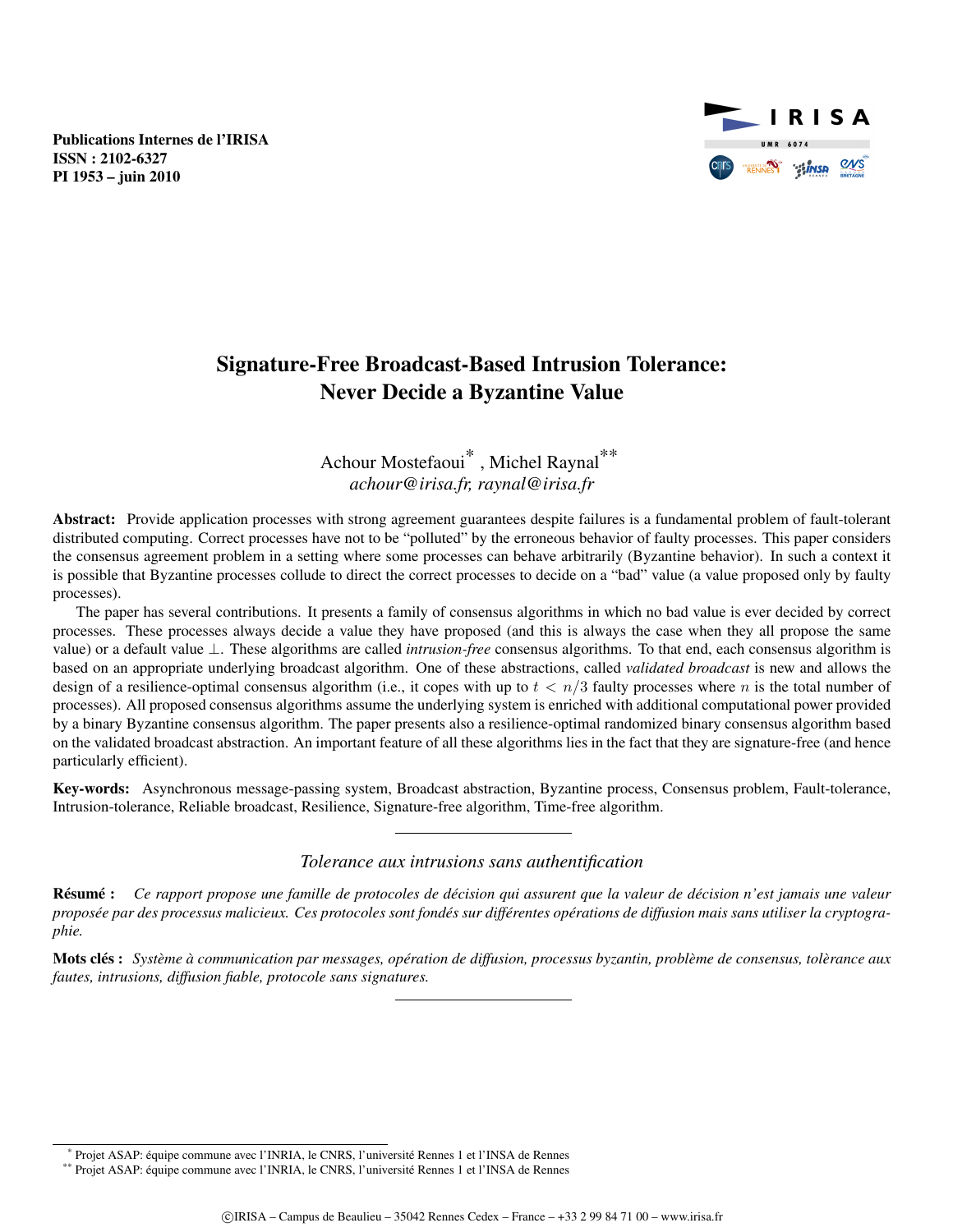Publications Internes de l'IRISA
ISSN : 2102-6327
PI 1953 – juin 2010

# Signature-Free Broadcast-Based Intrusion Tolerance: Never Decide a Byzantine Value

Achour Mostefaoui* , Michel Raynal**
*achour@irisa.fr, raynal@irisa.fr*

**Abstract:** Provide application processes with strong agreement guarantees despite failures is a fundamental problem of fault-tolerant distributed computing. Correct processes have not to be "polluted" by the erroneous behavior of faulty processes. This paper considers the consensus agreement problem in a setting where some processes can behave arbitrarily (Byzantine behavior). In such a context it is possible that Byzantine processes collude to direct the correct processes to decide on a "bad" value (a value proposed only by faulty processes).

The paper has several contributions. It presents a family of consensus algorithms in which no bad value is ever decided by correct processes. These processes always decide a value they have proposed (and this is always the case when they all propose the same value) or a default value $\perp$. These algorithms are called *intrusion-free* consensus algorithms. To that end, each consensus algorithm is based on an appropriate underlying broadcast algorithm. One of these abstractions, called *validated broadcast* is new and allows the design of a resilience-optimal consensus algorithm (i.e., it copes with up to $t < n/3$ faulty processes where $n$ is the total number of processes). All proposed consensus algorithms assume the underlying system is enriched with additional computational power provided by a binary Byzantine consensus algorithm. The paper presents also a resilience-optimal randomized binary consensus algorithm based on the validated broadcast abstraction. An important feature of all these algorithms lies in the fact that they are signature-free (and hence particularly efficient).

**Key-words:** Asynchronous message-passing system, Broadcast abstraction, Byzantine process, Consensus problem, Fault-tolerance, Intrusion-tolerance, Reliable broadcast, Resilience, Signature-free algorithm, Time-free algorithm.

---

*Tolerance aux intrusions sans authentification*

**Résumé :** *Ce rapport propose une famille de protocoles de décision qui assurent que la valeur de décision n'est jamais une valeur proposée par des processus malicieux. Ces protocoles sont fondés sur différentes opérations de diffusion mais sans utiliser la cryptographie.*

**Mots clés :** *Système à communication par messages, opération de diffusion, processus byzantin, problème de consensus, tolèrance aux fautes, intrusions, diffusion fiable, protocole sans signatures.*

---

* Projet ASAP: équipe commune avec l'INRIA, le CNRS, l'université Rennes 1 et l'INSA de Rennes
** Projet ASAP: équipe commune avec l'INRIA, le CNRS, l'université Rennes 1 et l'INSA de Rennes

©IRISA – Campus de Beaulieu – 35042 Rennes Cedex – France – +33 2 99 84 71 00 – www.irisa.fr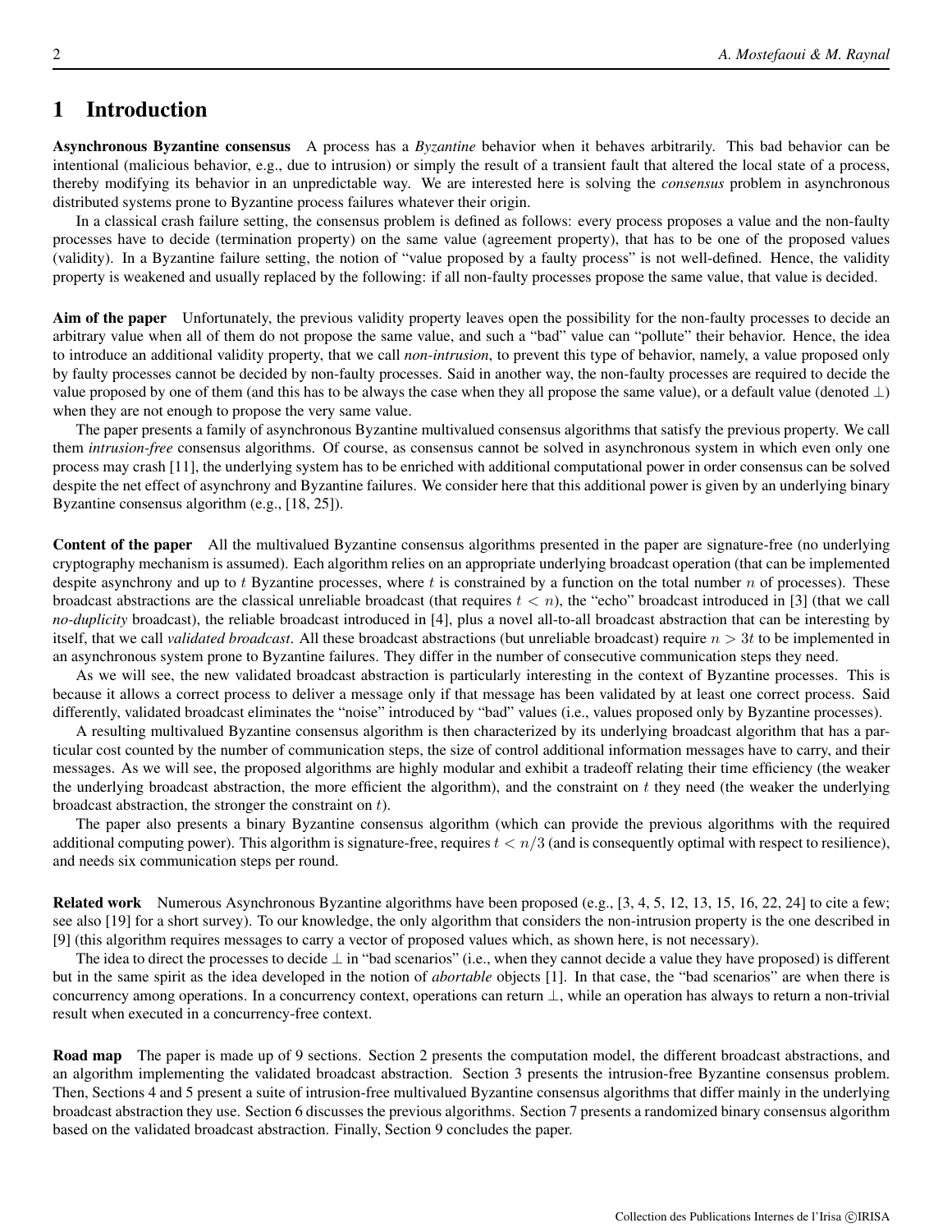# 1 Introduction

**Asynchronous Byzantine consensus** A process has a *Byzantine* behavior when it behaves arbitrarily. This bad behavior can be intentional (malicious behavior, e.g., due to intrusion) or simply the result of a transient fault that altered the local state of a process, thereby modifying its behavior in an unpredictable way. We are interested here is solving the *consensus* problem in asynchronous distributed systems prone to Byzantine process failures whatever their origin.

In a classical crash failure setting, the consensus problem is defined as follows: every process proposes a value and the non-faulty processes have to decide (termination property) on the same value (agreement property), that has to be one of the proposed values (validity). In a Byzantine failure setting, the notion of "value proposed by a faulty process" is not well-defined. Hence, the validity property is weakened and usually replaced by the following: if all non-faulty processes propose the same value, that value is decided.

**Aim of the paper** Unfortunately, the previous validity property leaves open the possibility for the non-faulty processes to decide an arbitrary value when all of them do not propose the same value, and such a "bad" value can "pollute" their behavior. Hence, the idea to introduce an additional validity property, that we call *non-intrusion*, to prevent this type of behavior, namely, a value proposed only by faulty processes cannot be decided by non-faulty processes. Said in another way, the non-faulty processes are required to decide the value proposed by one of them (and this has to be always the case when they all propose the same value), or a default value (denoted $\perp$) when they are not enough to propose the very same value.

The paper presents a family of asynchronous Byzantine multivalued consensus algorithms that satisfy the previous property. We call them *intrusion-free* consensus algorithms. Of course, as consensus cannot be solved in asynchronous system in which even only one process may crash [11], the underlying system has to be enriched with additional computational power in order consensus can be solved despite the net effect of asynchrony and Byzantine failures. We consider here that this additional power is given by an underlying binary Byzantine consensus algorithm (e.g., [18, 25]).

**Content of the paper** All the multivalued Byzantine consensus algorithms presented in the paper are signature-free (no underlying cryptography mechanism is assumed). Each algorithm relies on an appropriate underlying broadcast operation (that can be implemented despite asynchrony and up to $t$ Byzantine processes, where $t$ is constrained by a function on the total number $n$ of processes). These broadcast abstractions are the classical unreliable broadcast (that requires $t < n$), the "echo" broadcast introduced in [3] (that we call *no-duplicity* broadcast), the reliable broadcast introduced in [4], plus a novel all-to-all broadcast abstraction that can be interesting by itself, that we call *validated broadcast*. All these broadcast abstractions (but unreliable broadcast) require $n > 3t$ to be implemented in an asynchronous system prone to Byzantine failures. They differ in the number of consecutive communication steps they need.

As we will see, the new validated broadcast abstraction is particularly interesting in the context of Byzantine processes. This is because it allows a correct process to deliver a message only if that message has been validated by at least one correct process. Said differently, validated broadcast eliminates the "noise" introduced by "bad" values (i.e., values proposed only by Byzantine processes).

A resulting multivalued Byzantine consensus algorithm is then characterized by its underlying broadcast algorithm that has a particular cost counted by the number of communication steps, the size of control additional information messages have to carry, and their messages. As we will see, the proposed algorithms are highly modular and exhibit a tradeoff relating their time efficiency (the weaker the underlying broadcast abstraction, the more efficient the algorithm), and the constraint on $t$ they need (the weaker the underlying broadcast abstraction, the stronger the constraint on $t$).

The paper also presents a binary Byzantine consensus algorithm (which can provide the previous algorithms with the required additional computing power). This algorithm is signature-free, requires $t < n/3$ (and is consequently optimal with respect to resilience), and needs six communication steps per round.

**Related work** Numerous Asynchronous Byzantine algorithms have been proposed (e.g., [3, 4, 5, 12, 13, 15, 16, 22, 24] to cite a few; see also [19] for a short survey). To our knowledge, the only algorithm that considers the non-intrusion property is the one described in [9] (this algorithm requires messages to carry a vector of proposed values which, as shown here, is not necessary).

The idea to direct the processes to decide $\perp$ in "bad scenarios" (i.e., when they cannot decide a value they have proposed) is different but in the same spirit as the idea developed in the notion of *abortable* objects [1]. In that case, the "bad scenarios" are when there is concurrency among operations. In a concurrency context, operations can return $\perp$, while an operation has always to return a non-trivial result when executed in a concurrency-free context.

**Road map** The paper is made up of 9 sections. Section 2 presents the computation model, the different broadcast abstractions, and an algorithm implementing the validated broadcast abstraction. Section 3 presents the intrusion-free Byzantine consensus problem. Then, Sections 4 and 5 present a suite of intrusion-free multivalued Byzantine consensus algorithms that differ mainly in the underlying broadcast abstraction they use. Section 6 discusses the previous algorithms. Section 7 presents a randomized binary consensus algorithm based on the validated broadcast abstraction. Finally, Section 9 concludes the paper.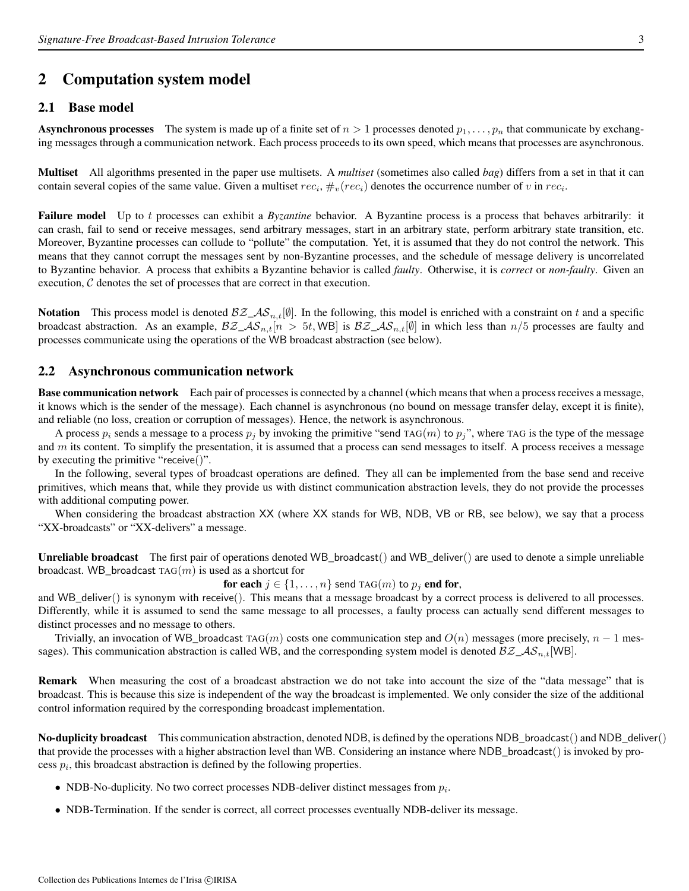## 2 Computation system model

### 2.1 Base model

**Asynchronous processes** The system is made up of a finite set of $n > 1$ processes denoted $p_1, \ldots, p_n$ that communicate by exchanging messages through a communication network. Each process proceeds to its own speed, which means that processes are asynchronous.

**Multiset** All algorithms presented in the paper use multisets. A *multiset* (sometimes also called *bag*) differs from a set in that it can contain several copies of the same value. Given a multiset $rec_i$, $\#_v(rec_i)$ denotes the occurrence number of $v$ in $rec_i$.

**Failure model** Up to $t$ processes can exhibit a *Byzantine* behavior. A Byzantine process is a process that behaves arbitrarily: it can crash, fail to send or receive messages, send arbitrary messages, start in an arbitrary state, perform arbitrary state transition, etc. Moreover, Byzantine processes can collude to "pollute" the computation. Yet, it is assumed that they do not control the network. This means that they cannot corrupt the messages sent by non-Byzantine processes, and the schedule of message delivery is uncorrelated to Byzantine behavior. A process that exhibits a Byzantine behavior is called *faulty*. Otherwise, it is *correct* or *non-faulty*. Given an execution, $\mathcal{C}$ denotes the set of processes that are correct in that execution.

**Notation** This process model is denoted $\mathcal{BZ\_AS}_{n,t}[\emptyset]$. In the following, this model is enriched with a constraint on $t$ and a specific broadcast abstraction. As an example, $\mathcal{BZ\_AS}_{n,t}[n > 5t, \mathsf{WB}]$ is $\mathcal{BZ\_AS}_{n,t}[\emptyset]$ in which less than $n/5$ processes are faulty and processes communicate using the operations of the WB broadcast abstraction (see below).

### 2.2 Asynchronous communication network

**Base communication network** Each pair of processes is connected by a channel (which means that when a process receives a message, it knows which is the sender of the message). Each channel is asynchronous (no bound on message transfer delay, except it is finite), and reliable (no loss, creation or corruption of messages). Hence, the network is asynchronous.

A process $p_i$ sends a message to a process $p_j$ by invoking the primitive "send TAG$(m)$ to $p_j$", where TAG is the type of the message and $m$ its content. To simplify the presentation, it is assumed that a process can send messages to itself. A process receives a message by executing the primitive "receive()".

In the following, several types of broadcast operations are defined. They all can be implemented from the base send and receive primitives, which means that, while they provide us with distinct communication abstraction levels, they do not provide the processes with additional computing power.

When considering the broadcast abstraction XX (where XX stands for WB, NDB, VB or RB, see below), we say that a process "XX-broadcasts" or "XX-delivers" a message.

**Unreliable broadcast** The first pair of operations denoted WB_broadcast() and WB_deliver() are used to denote a simple unreliable broadcast. WB_broadcast TAG$(m)$ is used as a shortcut for

**for each** $j \in \{1, \ldots, n\}$ send TAG$(m)$ to $p_j$ **end for**,

and WB_deliver() is synonym with receive(). This means that a message broadcast by a correct process is delivered to all processes. Differently, while it is assumed to send the same message to all processes, a faulty process can actually send different messages to distinct processes and no message to others.

Trivially, an invocation of WB_broadcast TAG$(m)$ costs one communication step and $O(n)$ messages (more precisely, $n-1$ messages). This communication abstraction is called WB, and the corresponding system model is denoted $\mathcal{BZ\_AS}_{n,t}[\mathsf{WB}]$.

**Remark** When measuring the cost of a broadcast abstraction we do not take into account the size of the "data message" that is broadcast. This is because this size is independent of the way the broadcast is implemented. We only consider the size of the additional control information required by the corresponding broadcast implementation.

**No-duplicity broadcast** This communication abstraction, denoted NDB, is defined by the operations NDB_broadcast() and NDB_deliver() that provide the processes with a higher abstraction level than WB. Considering an instance where NDB_broadcast() is invoked by process $p_i$, this broadcast abstraction is defined by the following properties.

- NDB-No-duplicity. No two correct processes NDB-deliver distinct messages from $p_i$.
- NDB-Termination. If the sender is correct, all correct processes eventually NDB-deliver its message.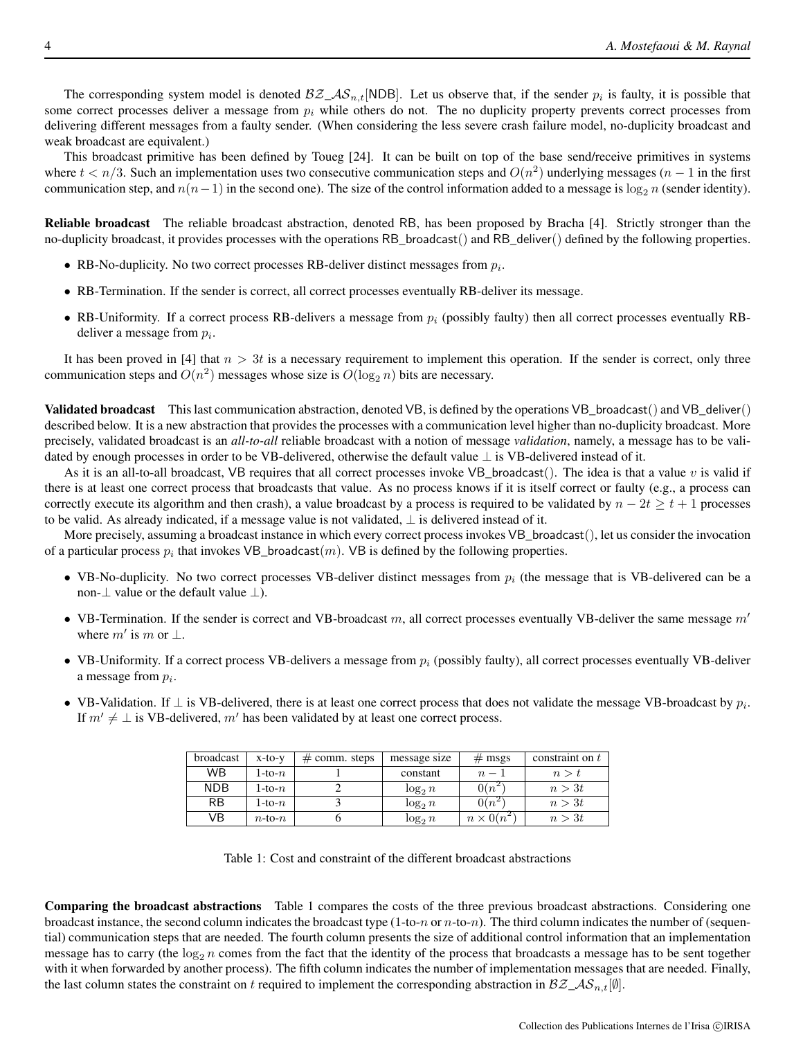The corresponding system model is denoted $\mathcal{BZ\_AS}_{n,t}[\mathsf{NDB}]$. Let us observe that, if the sender $p_i$ is faulty, it is possible that some correct processes deliver a message from $p_i$ while others do not. The no duplicity property prevents correct processes from delivering different messages from a faulty sender. (When considering the less severe crash failure model, no-duplicity broadcast and weak broadcast are equivalent.)

This broadcast primitive has been defined by Toueg [24]. It can be built on top of the base send/receive primitives in systems where $t < n/3$. Such an implementation uses two consecutive communication steps and $O(n^2)$ underlying messages ($n-1$ in the first communication step, and $n(n-1)$ in the second one). The size of the control information added to a message is $\log_2 n$ (sender identity).

**Reliable broadcast** The reliable broadcast abstraction, denoted RB, has been proposed by Bracha [4]. Strictly stronger than the no-duplicity broadcast, it provides processes with the operations RB_broadcast() and RB_deliver() defined by the following properties.

- RB-No-duplicity. No two correct processes RB-deliver distinct messages from $p_i$.
- RB-Termination. If the sender is correct, all correct processes eventually RB-deliver its message.
- RB-Uniformity. If a correct process RB-delivers a message from $p_i$ (possibly faulty) then all correct processes eventually RB-deliver a message from $p_i$.

It has been proved in [4] that $n > 3t$ is a necessary requirement to implement this operation. If the sender is correct, only three communication steps and $O(n^2)$ messages whose size is $O(\log_2 n)$ bits are necessary.

**Validated broadcast** This last communication abstraction, denoted VB, is defined by the operations VB_broadcast() and VB_deliver() described below. It is a new abstraction that provides the processes with a communication level higher than no-duplicity broadcast. More precisely, validated broadcast is an *all-to-all* reliable broadcast with a notion of message *validation*, namely, a message has to be validated by enough processes in order to be VB-delivered, otherwise the default value $\perp$ is VB-delivered instead of it.

As it is an all-to-all broadcast, VB requires that all correct processes invoke VB_broadcast(). The idea is that a value $v$ is valid if there is at least one correct process that broadcasts that value. As no process knows if it is itself correct or faulty (e.g., a process can correctly execute its algorithm and then crash), a value broadcast by a process is required to be validated by $n - 2t \geq t + 1$ processes to be valid. As already indicated, if a message value is not validated, $\perp$ is delivered instead of it.

More precisely, assuming a broadcast instance in which every correct process invokes VB_broadcast(), let us consider the invocation of a particular process $p_i$ that invokes VB_broadcast($m$). VB is defined by the following properties.

- VB-No-duplicity. No two correct processes VB-deliver distinct messages from $p_i$ (the message that is VB-delivered can be a non-$\perp$ value or the default value $\perp$).
- VB-Termination. If the sender is correct and VB-broadcast $m$, all correct processes eventually VB-deliver the same message $m'$ where $m'$ is $m$ or $\perp$.
- VB-Uniformity. If a correct process VB-delivers a message from $p_i$ (possibly faulty), all correct processes eventually VB-deliver a message from $p_i$.
- VB-Validation. If $\perp$ is VB-delivered, there is at least one correct process that does not validate the message VB-broadcast by $p_i$. If $m' \neq \perp$ is VB-delivered, $m'$ has been validated by at least one correct process.

| broadcast | x-to-y | # comm. steps | message size | # msgs | constraint on $t$ |
|---|---|---|---|---|---|
| WB | 1-to-$n$ | 1 | constant | $n-1$ | $n > t$ |
| NDB | 1-to-$n$ | 2 | $\log_2 n$ | $0(n^2)$ | $n > 3t$ |
| RB | 1-to-$n$ | 3 | $\log_2 n$ | $0(n^2)$ | $n > 3t$ |
| VB | $n$-to-$n$ | 6 | $\log_2 n$ | $n \times 0(n^2)$ | $n > 3t$ |

Table 1: Cost and constraint of the different broadcast abstractions

**Comparing the broadcast abstractions** Table 1 compares the costs of the three previous broadcast abstractions. Considering one broadcast instance, the second column indicates the broadcast type (1-to-$n$ or $n$-to-$n$). The third column indicates the number of (sequential) communication steps that are needed. The fourth column presents the size of additional control information that an implementation message has to carry (the $\log_2 n$ comes from the fact that the identity of the process that broadcasts a message has to be sent together with it when forwarded by another process). The fifth column indicates the number of implementation messages that are needed. Finally, the last column states the constraint on $t$ required to implement the corresponding abstraction in $\mathcal{BZ\_AS}_{n,t}[\emptyset]$.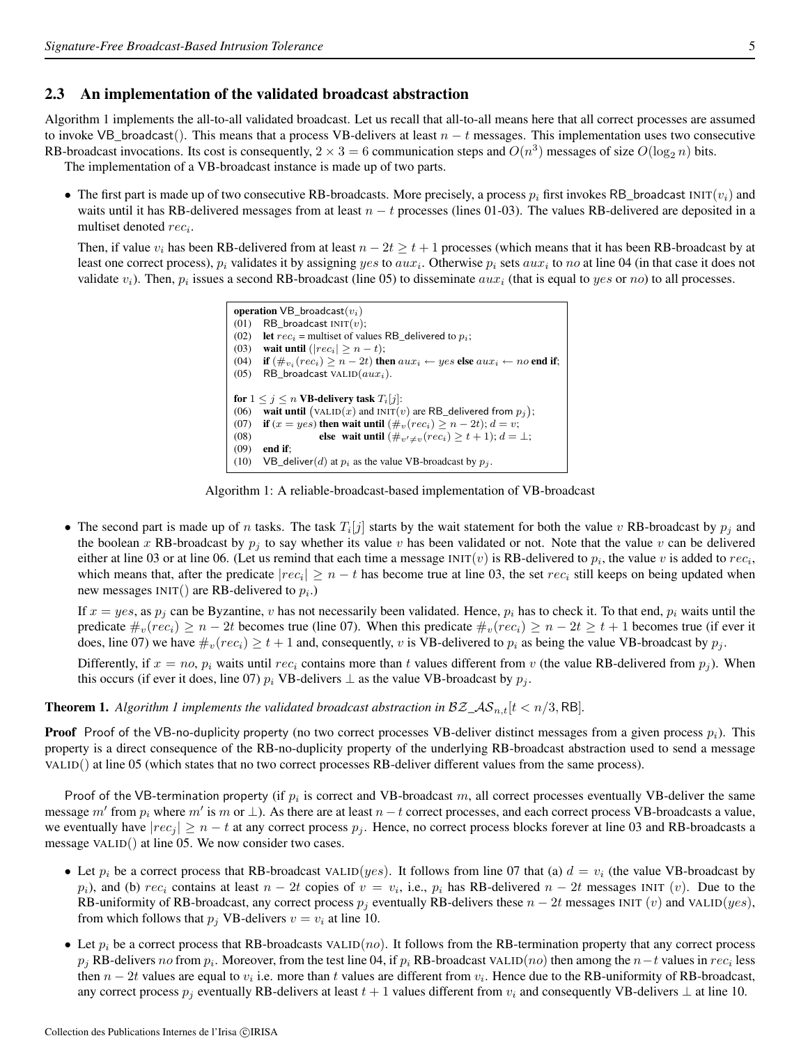## 2.3 An implementation of the validated broadcast abstraction

Algorithm 1 implements the all-to-all validated broadcast. Let us recall that all-to-all means here that all correct processes are assumed to invoke VB_broadcast(). This means that a process VB-delivers at least $n-t$ messages. This implementation uses two consecutive RB-broadcast invocations. Its cost is consequently, $2 \times 3 = 6$ communication steps and $O(n^3)$ messages of size $O(\log_2 n)$ bits.

The implementation of a VB-broadcast instance is made up of two parts.

- The first part is made up of two consecutive RB-broadcasts. More precisely, a process $p_i$ first invokes RB_broadcast INIT$(v_i)$ and waits until it has RB-delivered messages from at least $n-t$ processes (lines 01-03). The values RB-delivered are deposited in a multiset denoted $rec_i$.

  Then, if value $v_i$ has been RB-delivered from at least $n-2t \geq t+1$ processes (which means that it has been RB-broadcast by at least one correct process), $p_i$ validates it by assigning $yes$ to $aux_i$. Otherwise $p_i$ sets $aux_i$ to $no$ at line 04 (in that case it does not validate $v_i$). Then, $p_i$ issues a second RB-broadcast (line 05) to disseminate $aux_i$ (that is equal to $yes$ or $no$) to all processes.

```
operation VB_broadcast(v_i)
(01)  RB_broadcast INIT(v);
(02)  let rec_i = multiset of values RB_delivered to p_i;
(03)  wait until (|rec_i| ≥ n − t);
(04)  if (#_{v_i}(rec_i) ≥ n − 2t) then aux_i ← yes else aux_i ← no end if;
(05)  RB_broadcast VALID(aux_i).

for 1 ≤ j ≤ n VB-delivery task T_i[j]:
(06)  wait until (VALID(x) and INIT(v) are RB_delivered from p_j);
(07)  if (x = yes) then wait until (#_v(rec_i) ≥ n − 2t); d = v;
(08)               else  wait until (#_{v'≠v}(rec_i) ≥ t + 1); d = ⊥;
(09)  end if;
(10)  VB_deliver(d) at p_i as the value VB-broadcast by p_j.
```

Algorithm 1: A reliable-broadcast-based implementation of VB-broadcast

- The second part is made up of $n$ tasks. The task $T_i[j]$ starts by the wait statement for both the value $v$ RB-broadcast by $p_j$ and the boolean $x$ RB-broadcast by $p_j$ to say whether its value $v$ has been validated or not. Note that the value $v$ can be delivered either at line 03 or at line 06. (Let us remind that each time a message INIT$(v)$ is RB-delivered to $p_i$, the value $v$ is added to $rec_i$, which means that, after the predicate $|rec_i| \geq n-t$ has become true at line 03, the set $rec_i$ still keeps on being updated when new messages INIT() are RB-delivered to $p_i$.)

  If $x = yes$, as $p_j$ can be Byzantine, $v$ has not necessarily been validated. Hence, $p_i$ has to check it. To that end, $p_i$ waits until the predicate $\#_v(rec_i) \geq n-2t$ becomes true (line 07). When this predicate $\#_v(rec_i) \geq n-2t \geq t+1$ becomes true (if ever it does, line 07) we have $\#_v(rec_i) \geq t+1$ and, consequently, $v$ is VB-delivered to $p_i$ as being the value VB-broadcast by $p_j$.

  Differently, if $x = no$, $p_i$ waits until $rec_i$ contains more than $t$ values different from $v$ (the value RB-delivered from $p_j$). When this occurs (if ever it does, line 07) $p_i$ VB-delivers $\perp$ as the value VB-broadcast by $p_j$.

**Theorem 1.** *Algorithm 1 implements the validated broadcast abstraction in $\mathcal{BZ\_AS}_{n,t}[t < n/3, \mathsf{RB}]$.*

**Proof** Proof of the VB-no-duplicity property (no two correct processes VB-deliver distinct messages from a given process $p_i$). This property is a direct consequence of the RB-no-duplicity property of the underlying RB-broadcast abstraction used to send a message VALID() at line 05 (which states that no two correct processes RB-deliver different values from the same process).

Proof of the VB-termination property (if $p_i$ is correct and VB-broadcast $m$, all correct processes eventually VB-deliver the same message $m'$ from $p_i$ where $m'$ is $m$ or $\perp$). As there are at least $n-t$ correct processes, and each correct process VB-broadcasts a value, we eventually have $|rec_j| \geq n-t$ at any correct process $p_j$. Hence, no correct process blocks forever at line 03 and RB-broadcasts a message VALID() at line 05. We now consider two cases.

- Let $p_i$ be a correct process that RB-broadcast VALID$(yes)$. It follows from line 07 that (a) $d = v_i$ (the value VB-broadcast by $p_i$), and (b) $rec_i$ contains at least $n-2t$ copies of $v = v_i$, i.e., $p_i$ has RB-delivered $n-2t$ messages INIT $(v)$. Due to the RB-uniformity of RB-broadcast, any correct process $p_j$ eventually RB-delivers these $n-2t$ messages INIT $(v)$ and VALID$(yes)$, from which follows that $p_j$ VB-delivers $v = v_i$ at line 10.
- Let $p_i$ be a correct process that RB-broadcasts VALID$(no)$. It follows from the RB-termination property that any correct process $p_j$ RB-delivers $no$ from $p_i$. Moreover, from the test line 04, if $p_i$ RB-broadcast VALID$(no)$ then among the $n-t$ values in $rec_i$ less then $n-2t$ values are equal to $v_i$ i.e. more than $t$ values are different from $v_i$. Hence due to the RB-uniformity of RB-broadcast, any correct process $p_j$ eventually RB-delivers at least $t+1$ values different from $v_i$ and consequently VB-delivers $\perp$ at line 10.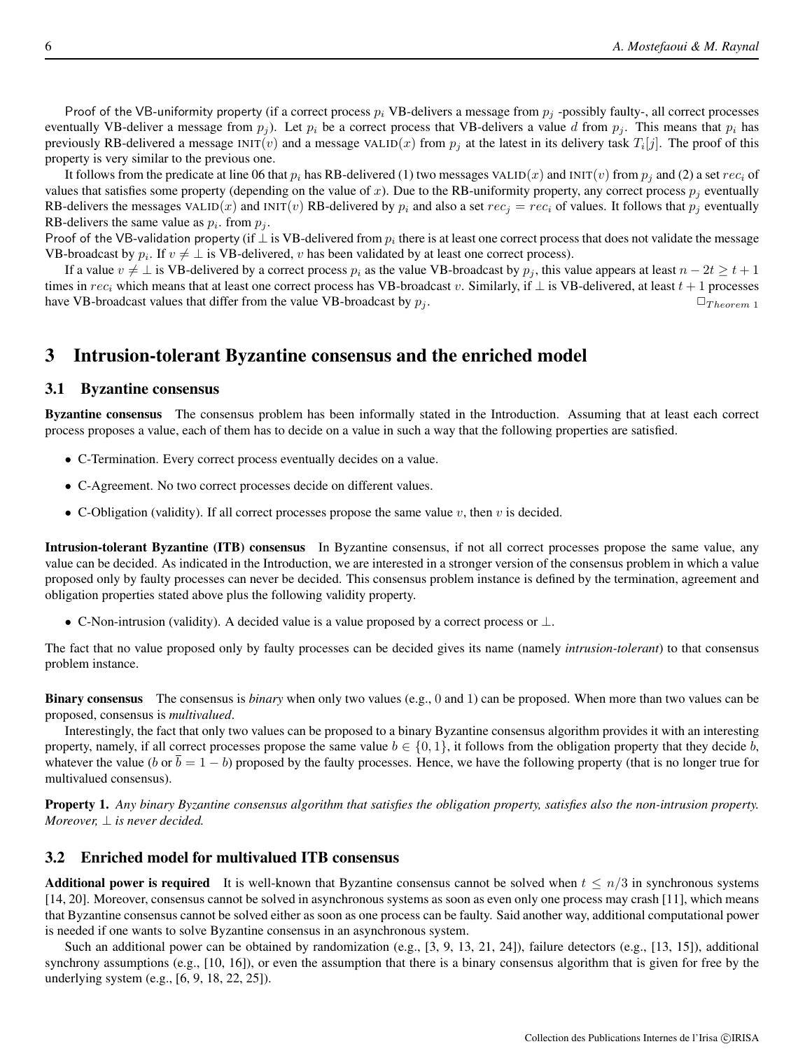Proof of the VB-uniformity property (if a correct process $p_i$ VB-delivers a message from $p_j$ -possibly faulty-, all correct processes eventually VB-deliver a message from $p_j$). Let $p_i$ be a correct process that VB-delivers a value $d$ from $p_j$. This means that $p_i$ has previously RB-delivered a message $\text{INIT}(v)$ and a message $\text{VALID}(x)$ from $p_j$ at the latest in its delivery task $T_i[j]$. The proof of this property is very similar to the previous one.

It follows from the predicate at line 06 that $p_i$ has RB-delivered (1) two messages $\text{VALID}(x)$ and $\text{INIT}(v)$ from $p_j$ and (2) a set $rec_i$ of values that satisfies some property (depending on the value of $x$). Due to the RB-uniformity property, any correct process $p_j$ eventually RB-delivers the messages $\text{VALID}(x)$ and $\text{INIT}(v)$ RB-delivered by $p_i$ and also a set $rec_j = rec_i$ of values. It follows that $p_j$ eventually RB-delivers the same value as $p_i$. from $p_j$.

Proof of the VB-validation property (if $\bot$ is VB-delivered from $p_i$ there is at least one correct process that does not validate the message VB-broadcast by $p_i$. If $v \neq \bot$ is VB-delivered, $v$ has been validated by at least one correct process).

If a value $v \neq \bot$ is VB-delivered by a correct process $p_i$ as the value VB-broadcast by $p_j$, this value appears at least $n - 2t \geq t + 1$ times in $rec_i$ which means that at least one correct process has VB-broadcast $v$. Similarly, if $\bot$ is VB-delivered, at least $t + 1$ processes have VB-broadcast values that differ from the value VB-broadcast by $p_j$. $\square_{Theorem\ 1}$

## 3 Intrusion-tolerant Byzantine consensus and the enriched model

### 3.1 Byzantine consensus

**Byzantine consensus** The consensus problem has been informally stated in the Introduction. Assuming that at least each correct process proposes a value, each of them has to decide on a value in such a way that the following properties are satisfied.

- C-Termination. Every correct process eventually decides on a value.
- C-Agreement. No two correct processes decide on different values.
- C-Obligation (validity). If all correct processes propose the same value $v$, then $v$ is decided.

**Intrusion-tolerant Byzantine (ITB) consensus** In Byzantine consensus, if not all correct processes propose the same value, any value can be decided. As indicated in the Introduction, we are interested in a stronger version of the consensus problem in which a value proposed only by faulty processes can never be decided. This consensus problem instance is defined by the termination, agreement and obligation properties stated above plus the following validity property.

- C-Non-intrusion (validity). A decided value is a value proposed by a correct process or $\bot$.

The fact that no value proposed only by faulty processes can be decided gives its name (namely *intrusion-tolerant*) to that consensus problem instance.

**Binary consensus** The consensus is *binary* when only two values (e.g., 0 and 1) can be proposed. When more than two values can be proposed, consensus is *multivalued*.

Interestingly, the fact that only two values can be proposed to a binary Byzantine consensus algorithm provides it with an interesting property, namely, if all correct processes propose the same value $b \in \{0, 1\}$, it follows from the obligation property that they decide $b$, whatever the value ($b$ or $\overline{b} = 1 - b$) proposed by the faulty processes. Hence, we have the following property (that is no longer true for multivalued consensus).

**Property 1.** *Any binary Byzantine consensus algorithm that satisfies the obligation property, satisfies also the non-intrusion property. Moreover, $\bot$ is never decided.*

### 3.2 Enriched model for multivalued ITB consensus

**Additional power is required** It is well-known that Byzantine consensus cannot be solved when $t \leq n/3$ in synchronous systems [14, 20]. Moreover, consensus cannot be solved in asynchronous systems as soon as even only one process may crash [11], which means that Byzantine consensus cannot be solved either as soon as one process can be faulty. Said another way, additional computational power is needed if one wants to solve Byzantine consensus in an asynchronous system.

Such an additional power can be obtained by randomization (e.g., [3, 9, 13, 21, 24]), failure detectors (e.g., [13, 15]), additional synchrony assumptions (e.g., [10, 16]), or even the assumption that there is a binary consensus algorithm that is given for free by the underlying system (e.g., [6, 9, 18, 22, 25]).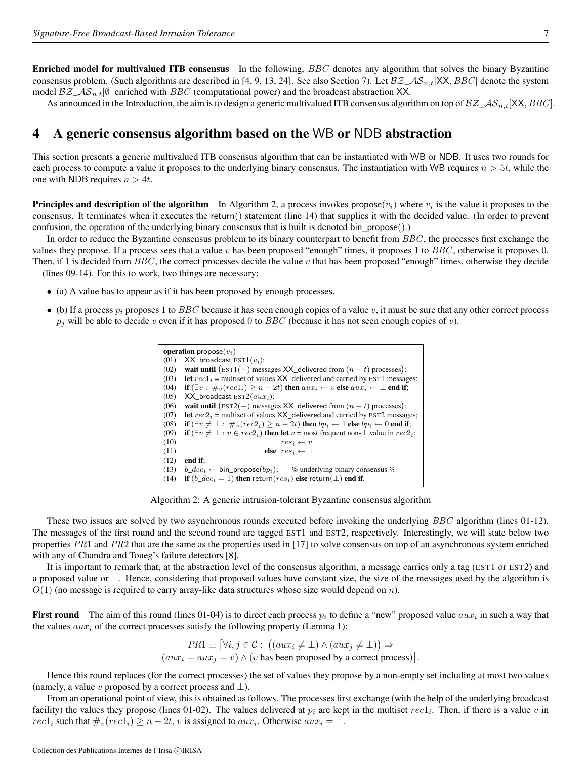**Enriched model for multivalued ITB consensus** In the following, $BBC$ denotes any algorithm that solves the binary Byzantine consensus problem. (Such algorithms are described in [4, 9, 13, 24]. See also Section 7). Let $\mathcal{BZ\_AS}_{n,t}[\mathsf{XX}, BBC]$ denote the system model $\mathcal{BZ\_AS}_{n,t}[\emptyset]$ enriched with $BBC$ (computational power) and the broadcast abstraction XX.

As announced in the Introduction, the aim is to design a generic multivalued ITB consensus algorithm on top of $\mathcal{BZ\_AS}_{n,t}[\mathsf{XX}, BBC]$.

# 4 A generic consensus algorithm based on the WB or NDB abstraction

This section presents a generic multivalued ITB consensus algorithm that can be instantiated with WB or NDB. It uses two rounds for each process to compute a value it proposes to the underlying binary consensus. The instantiation with WB requires $n > 5t$, while the one with NDB requires $n > 4t$.

**Principles and description of the algorithm** In Algorithm 2, a process invokes propose($v_i$) where $v_i$ is the value it proposes to the consensus. It terminates when it executes the return() statement (line 14) that supplies it with the decided value. (In order to prevent confusion, the operation of the underlying binary consensus that is built is denoted bin_propose().)

In order to reduce the Byzantine consensus problem to its binary counterpart to benefit from $BBC$, the processes first exchange the values they propose. If a process sees that a value $v$ has been proposed "enough" times, it proposes 1 to $BBC$, otherwise it proposes 0. Then, if 1 is decided from $BBC$, the correct processes decide the value $v$ that has been proposed "enough" times, otherwise they decide $\perp$ (lines 09-14). For this to work, two things are necessary:

- (a) A value has to appear as if it has been proposed by enough processes.
- (b) If a process $p_i$ proposes 1 to $BBC$ because it has seen enough copies of a value $v$, it must be sure that any other correct process $p_j$ will be able to decide $v$ even if it has proposed 0 to $BBC$ (because it has not seen enough copies of $v$).

```
operation propose(v_i)
(01)  XX_broadcast EST1(v_i);
(02)  wait until (EST1(−) messages XX_delivered from (n − t) processes);
(03)  let rec1_i = multiset of values XX_delivered and carried by EST1 messages;
(04)  if (∃v : #_v(rec1_i) ≥ n − 2t) then aux_i ← v else aux_i ← ⊥ end if;
(05)  XX_broadcast EST2(aux_i);
(06)  wait until (EST2(−) messages XX_delivered from (n − t) processes);
(07)  let rec2_i = multiset of values XX_delivered and carried by EST2 messages;
(08)  if (∃v ≠ ⊥ : #_v(rec2_i) ≥ n − 2t) then bp_i ← 1 else bp_i ← 0 end if;
(09)  if (∃v ≠ ⊥ : v ∈ rec2_i) then let v = most frequent non-⊥ value in rec2_i;
(10)                               res_i ← v
(11)                          else res_i ← ⊥
(12)  end if;
(13)  b_dec_i ← bin_propose(bp_i);    % underlying binary consensus %
(14)  if (b_dec_i = 1) then return(res_i) else return(⊥) end if.
```

Algorithm 2: A generic intrusion-tolerant Byzantine consensus algorithm

These two issues are solved by two asynchronous rounds executed before invoking the underlying $BBC$ algorithm (lines 01-12). The messages of the first round and the second round are tagged EST1 and EST2, respectively. Interestingly, we will state below two properties $PR1$ and $PR2$ that are the same as the properties used in [17] to solve consensus on top of an asynchronous system enriched with any of Chandra and Toueg's failure detectors [8].

It is important to remark that, at the abstraction level of the consensus algorithm, a message carries only a tag (EST1 or EST2) and a proposed value or $\perp$. Hence, considering that proposed values have constant size, the size of the messages used by the algorithm is $O(1)$ (no message is required to carry array-like data structures whose size would depend on $n$).

**First round** The aim of this round (lines 01-04) is to direct each process $p_i$ to define a "new" proposed value $aux_i$ in such a way that the values $aux_i$ of the correct processes satisfy the following property (Lemma 1):

$$PR1 \equiv \big[\forall i,j \in \mathcal{C} : \big((aux_i \neq \perp) \wedge (aux_j \neq \perp)\big) \Rightarrow (aux_i = aux_j = v) \wedge (v \text{ has been proposed by a correct process})\big].$$

Hence this round replaces (for the correct processes) the set of values they propose by a non-empty set including at most two values (namely, a value $v$ proposed by a correct process and $\perp$).

From an operational point of view, this is obtained as follows. The processes first exchange (with the help of the underlying broadcast facility) the values they propose (lines 01-02). The values delivered at $p_i$ are kept in the multiset $rec1_i$. Then, if there is a value $v$ in $rec1_i$ such that $\#_v(rec1_i) \geq n - 2t$, $v$ is assigned to $aux_i$. Otherwise $aux_i = \perp$.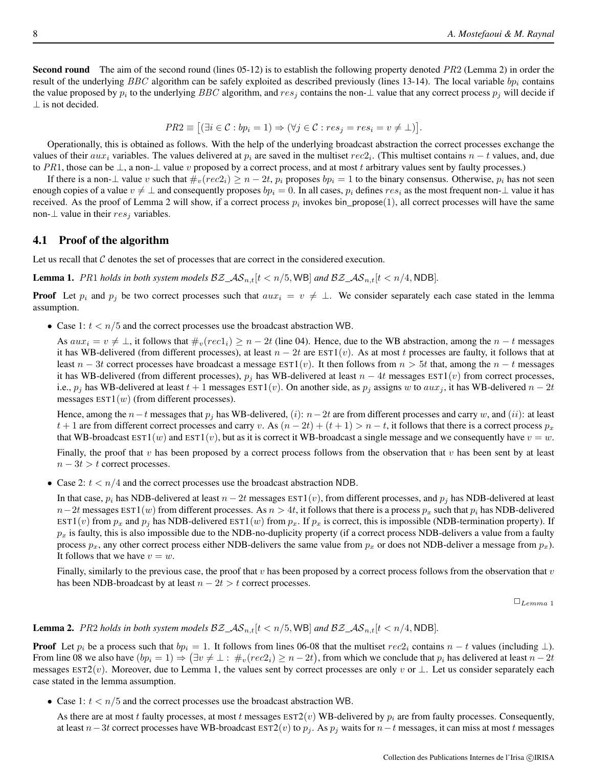**Second round** The aim of the second round (lines 05-12) is to establish the following property denoted $PR2$ (Lemma 2) in order the result of the underlying $BBC$ algorithm can be safely exploited as described previously (lines 13-14). The local variable $bp_i$ contains the value proposed by $p_i$ to the underlying $BBC$ algorithm, and $res_j$ contains the non-$\bot$ value that any correct process $p_j$ will decide if $\bot$ is not decided.

$$PR2 \equiv \big[(\exists i \in \mathcal{C} : bp_i = 1) \Rightarrow (\forall j \in \mathcal{C} : res_j = res_i = v \neq \bot)\big].$$

Operationally, this is obtained as follows. With the help of the underlying broadcast abstraction the correct processes exchange the values of their $aux_i$ variables. The values delivered at $p_i$ are saved in the multiset $rec2_i$. (This multiset contains $n-t$ values, and, due to $PR1$, those can be $\bot$, a non-$\bot$ value $v$ proposed by a correct process, and at most $t$ arbitrary values sent by faulty processes.)

If there is a non-$\bot$ value $v$ such that $\#_v(rec2_i) \geq n-2t$, $p_i$ proposes $bp_i = 1$ to the binary consensus. Otherwise, $p_i$ has not seen enough copies of a value $v \neq \bot$ and consequently proposes $bp_i = 0$. In all cases, $p_i$ defines $res_i$ as the most frequent non-$\bot$ value it has received. As the proof of Lemma 2 will show, if a correct process $p_i$ invokes bin_propose(1), all correct processes will have the same non-$\bot$ value in their $res_j$ variables.

## 4.1 Proof of the algorithm

Let us recall that $\mathcal{C}$ denotes the set of processes that are correct in the considered execution.

**Lemma 1.** *$PR1$ holds in both system models $\mathcal{BZ\_AS}_{n,t}[t < n/5, \mathsf{WB}]$ and $\mathcal{BZ\_AS}_{n,t}[t < n/4, \mathsf{NDB}]$.*

**Proof** Let $p_i$ and $p_j$ be two correct processes such that $aux_i = v \neq \bot$. We consider separately each case stated in the lemma assumption.

- Case 1: $t < n/5$ and the correct processes use the broadcast abstraction WB.

  As $aux_i = v \neq \bot$, it follows that $\#_v(rec1_i) \geq n-2t$ (line 04). Hence, due to the WB abstraction, among the $n-t$ messages it has WB-delivered (from different processes), at least $n-2t$ are EST1$(v)$. As at most $t$ processes are faulty, it follows that at least $n-3t$ correct processes have broadcast a message EST1$(v)$. It then follows from $n > 5t$ that, among the $n-t$ messages it has WB-delivered (from different processes), $p_j$ has WB-delivered at least $n-4t$ messages EST1$(v)$ from correct processes, i.e., $p_j$ has WB-delivered at least $t+1$ messages EST1$(v)$. On another side, as $p_j$ assigns $w$ to $aux_j$, it has WB-delivered $n-2t$ messages EST1$(w)$ (from different processes).

  Hence, among the $n-t$ messages that $p_j$ has WB-delivered, $(i)$: $n-2t$ are from different processes and carry $w$, and $(ii)$: at least $t+1$ are from different correct processes and carry $v$. As $(n-2t)+(t+1) > n-t$, it follows that there is a correct process $p_x$ that WB-broadcast EST1$(w)$ and EST1$(v)$, but as it is correct it WB-broadcast a single message and we consequently have $v = w$.

  Finally, the proof that $v$ has been proposed by a correct process follows from the observation that $v$ has been sent by at least $n-3t > t$ correct processes.

- Case 2: $t < n/4$ and the correct processes use the broadcast abstraction NDB.

  In that case, $p_i$ has NDB-delivered at least $n-2t$ messages EST1$(v)$, from different processes, and $p_j$ has NDB-delivered at least $n-2t$ messages EST1$(w)$ from different processes. As $n > 4t$, it follows that there is a process $p_x$ such that $p_i$ has NDB-delivered EST1$(v)$ from $p_x$ and $p_j$ has NDB-delivered EST1$(w)$ from $p_x$. If $p_x$ is correct, this is impossible (NDB-termination property). If $p_x$ is faulty, this is also impossible due to the NDB-no-duplicity property (if a correct process NDB-delivers a value from a faulty process $p_x$, any other correct process either NDB-delivers the same value from $p_x$ or does not NDB-deliver a message from $p_x$). It follows that we have $v = w$.

  Finally, similarly to the previous case, the proof that $v$ has been proposed by a correct process follows from the observation that $v$ has been NDB-broadcast by at least $n-2t > t$ correct processes.

$\Box_{Lemma\ 1}$

**Lemma 2.** *$PR2$ holds in both system models $\mathcal{BZ\_AS}_{n,t}[t < n/5, \mathsf{WB}]$ and $\mathcal{BZ\_AS}_{n,t}[t < n/4, \mathsf{NDB}]$.*

**Proof** Let $p_i$ be a process such that $bp_i = 1$. It follows from lines 06-08 that the multiset $rec2_i$ contains $n-t$ values (including $\bot$). From line 08 we also have $(bp_i = 1) \Rightarrow \big(\exists v \neq \bot :\ \#_v(rec2_i) \geq n-2t\big)$, from which we conclude that $p_i$ has delivered at least $n-2t$ messages EST2$(v)$. Moreover, due to Lemma 1, the values sent by correct processes are only $v$ or $\bot$. Let us consider separately each case stated in the lemma assumption.

- Case 1: $t < n/5$ and the correct processes use the broadcast abstraction WB.

  As there are at most $t$ faulty processes, at most $t$ messages EST2$(v)$ WB-delivered by $p_i$ are from faulty processes. Consequently, at least $n-3t$ correct processes have WB-broadcast EST2$(v)$ to $p_j$. As $p_j$ waits for $n-t$ messages, it can miss at most $t$ messages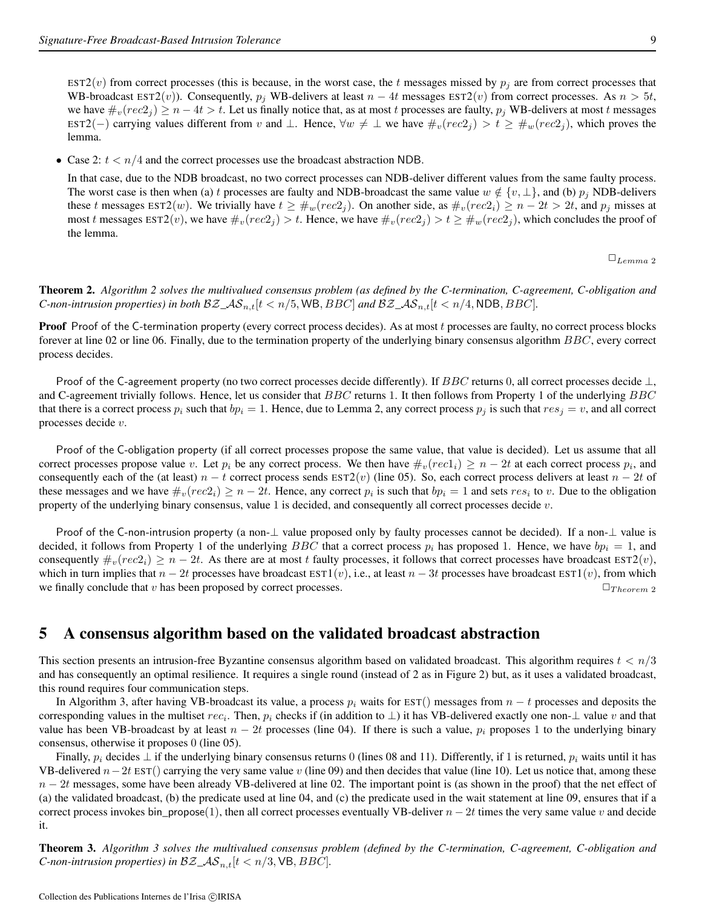EST2($v$) from correct processes (this is because, in the worst case, the $t$ messages missed by $p_j$ are from correct processes that WB-broadcast EST2($v$)). Consequently, $p_j$ WB-delivers at least $n-4t$ messages EST2($v$) from correct processes. As $n > 5t$, we have $\#_v(rec2_j) \geq n-4t > t$. Let us finally notice that, as at most $t$ processes are faulty, $p_j$ WB-delivers at most $t$ messages EST2($-$) carrying values different from $v$ and $\bot$. Hence, $\forall w \neq \bot$ we have $\#_v(rec2_j) > t \geq \#_w(rec2_j)$, which proves the lemma.

- Case 2: $t < n/4$ and the correct processes use the broadcast abstraction NDB.

  In that case, due to the NDB broadcast, no two correct processes can NDB-deliver different values from the same faulty process. The worst case is then when (a) $t$ processes are faulty and NDB-broadcast the same value $w \notin \{v, \bot\}$, and (b) $p_j$ NDB-delivers these $t$ messages EST2($w$). We trivially have $t \geq \#_w(rec2_j)$. On another side, as $\#_v(rec2_i) \geq n-2t > 2t$, and $p_j$ misses at most $t$ messages EST2($v$), we have $\#_v(rec2_j) > t$. Hence, we have $\#_v(rec2_j) > t \geq \#_w(rec2_j)$, which concludes the proof of the lemma.

$\Box_{Lemma\ 2}$

**Theorem 2.** *Algorithm 2 solves the multivalued consensus problem (as defined by the C-termination, C-agreement, C-obligation and C-non-intrusion properties) in both $\mathcal{BZ\_AS}_{n,t}[t < n/5, \mathsf{WB}, BBC]$ and $\mathcal{BZ\_AS}_{n,t}[t < n/4, \mathsf{NDB}, BBC]$.*

**Proof** Proof of the C-termination property (every correct process decides). As at most $t$ processes are faulty, no correct process blocks forever at line 02 or line 06. Finally, due to the termination property of the underlying binary consensus algorithm $BBC$, every correct process decides.

Proof of the C-agreement property (no two correct processes decide differently). If $BBC$ returns 0, all correct processes decide $\bot$, and C-agreement trivially follows. Hence, let us consider that $BBC$ returns 1. It then follows from Property 1 of the underlying $BBC$ that there is a correct process $p_i$ such that $bp_i = 1$. Hence, due to Lemma 2, any correct process $p_j$ is such that $res_j = v$, and all correct processes decide $v$.

Proof of the C-obligation property (if all correct processes propose the same value, that value is decided). Let us assume that all correct processes propose value $v$. Let $p_i$ be any correct process. We then have $\#_v(rec1_i) \geq n-2t$ at each correct process $p_i$, and consequently each of the (at least) $n-t$ correct process sends EST2($v$) (line 05). So, each correct process delivers at least $n-2t$ of these messages and we have $\#_v(rec2_i) \geq n-2t$. Hence, any correct $p_i$ is such that $bp_i = 1$ and sets $res_i$ to $v$. Due to the obligation property of the underlying binary consensus, value 1 is decided, and consequently all correct processes decide $v$.

Proof of the C-non-intrusion property (a non-$\bot$ value proposed only by faulty processes cannot be decided). If a non-$\bot$ value is decided, it follows from Property 1 of the underlying $BBC$ that a correct process $p_i$ has proposed 1. Hence, we have $bp_i = 1$, and consequently $\#_v(rec2_i) \geq n-2t$. As there are at most $t$ faulty processes, it follows that correct processes have broadcast EST2($v$), which in turn implies that $n-2t$ processes have broadcast EST1($v$), i.e., at least $n-3t$ processes have broadcast EST1($v$), from which we finally conclude that $v$ has been proposed by correct processes. $\Box_{Theorem\ 2}$

## 5 A consensus algorithm based on the validated broadcast abstraction

This section presents an intrusion-free Byzantine consensus algorithm based on validated broadcast. This algorithm requires $t < n/3$ and has consequently an optimal resilience. It requires a single round (instead of 2 as in Figure 2) but, as it uses a validated broadcast, this round requires four communication steps.

In Algorithm 3, after having VB-broadcast its value, a process $p_i$ waits for EST() messages from $n-t$ processes and deposits the corresponding values in the multiset $rec_i$. Then, $p_i$ checks if (in addition to $\bot$) it has VB-delivered exactly one non-$\bot$ value $v$ and that value has been VB-broadcast by at least $n-2t$ processes (line 04). If there is such a value, $p_i$ proposes 1 to the underlying binary consensus, otherwise it proposes 0 (line 05).

Finally, $p_i$ decides $\bot$ if the underlying binary consensus returns 0 (lines 08 and 11). Differently, if 1 is returned, $p_i$ waits until it has VB-delivered $n-2t$ EST() carrying the very same value $v$ (line 09) and then decides that value (line 10). Let us notice that, among these $n-2t$ messages, some have been already VB-delivered at line 02. The important point is (as shown in the proof) that the net effect of (a) the validated broadcast, (b) the predicate used at line 04, and (c) the predicate used in the wait statement at line 09, ensures that if a correct process invokes bin_propose(1), then all correct processes eventually VB-deliver $n-2t$ times the very same value $v$ and decide it.

**Theorem 3.** *Algorithm 3 solves the multivalued consensus problem (defined by the C-termination, C-agreement, C-obligation and C-non-intrusion properties) in $\mathcal{BZ\_AS}_{n,t}[t < n/3, \mathsf{VB}, BBC]$.*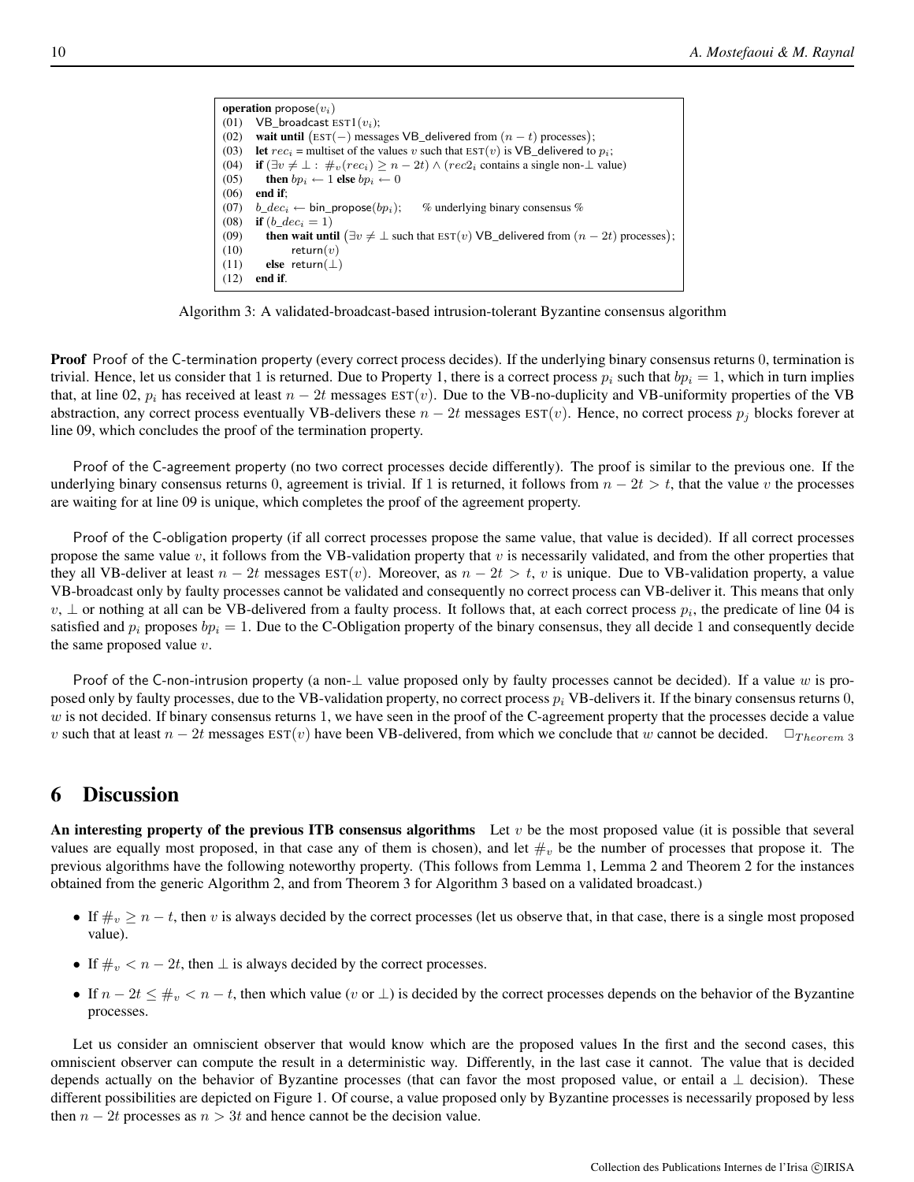```
operation propose(v_i)
(01)  VB_broadcast EST1(v_i);
(02)  wait until (EST(−) messages VB_delivered from (n − t) processes);
(03)  let rec_i = multiset of the values v such that EST(v) is VB_delivered to p_i;
(04)  if (∃v ≠ ⊥ : #_v(rec_i) ≥ n − 2t) ∧ (rec2_i contains a single non-⊥ value)
(05)     then bp_i ← 1 else bp_i ← 0
(06)  end if;
(07)  b_dec_i ← bin_propose(bp_i);      % underlying binary consensus %
(08)  if (b_dec_i = 1)
(09)     then wait until (∃v ≠ ⊥ such that EST(v) VB_delivered from (n − 2t) processes);
(10)          return(v)
(11)     else return(⊥)
(12)  end if.
```

Algorithm 3: A validated-broadcast-based intrusion-tolerant Byzantine consensus algorithm

**Proof** Proof of the C-termination property (every correct process decides). If the underlying binary consensus returns 0, termination is trivial. Hence, let us consider that 1 is returned. Due to Property 1, there is a correct process $p_i$ such that $bp_i = 1$, which in turn implies that, at line 02, $p_i$ has received at least $n - 2t$ messages $\text{EST}(v)$. Due to the VB-no-duplicity and VB-uniformity properties of the VB abstraction, any correct process eventually VB-delivers these $n - 2t$ messages $\text{EST}(v)$. Hence, no correct process $p_j$ blocks forever at line 09, which concludes the proof of the termination property.

Proof of the C-agreement property (no two correct processes decide differently). The proof is similar to the previous one. If the underlying binary consensus returns 0, agreement is trivial. If 1 is returned, it follows from $n - 2t > t$, that the value $v$ the processes are waiting for at line 09 is unique, which completes the proof of the agreement property.

Proof of the C-obligation property (if all correct processes propose the same value, that value is decided). If all correct processes propose the same value $v$, it follows from the VB-validation property that $v$ is necessarily validated, and from the other properties that they all VB-deliver at least $n - 2t$ messages $\text{EST}(v)$. Moreover, as $n - 2t > t$, $v$ is unique. Due to VB-validation property, a value VB-broadcast only by faulty processes cannot be validated and consequently no correct process can VB-deliver it. This means that only $v$, $\perp$ or nothing at all can be VB-delivered from a faulty process. It follows that, at each correct process $p_i$, the predicate of line 04 is satisfied and $p_i$ proposes $bp_i = 1$. Due to the C-Obligation property of the binary consensus, they all decide 1 and consequently decide the same proposed value $v$.

Proof of the C-non-intrusion property (a non-$\perp$ value proposed only by faulty processes cannot be decided). If a value $w$ is proposed only by faulty processes, due to the VB-validation property, no correct process $p_i$ VB-delivers it. If the binary consensus returns 0, $w$ is not decided. If binary consensus returns 1, we have seen in the proof of the C-agreement property that the processes decide a value $v$ such that at least $n - 2t$ messages $\text{EST}(v)$ have been VB-delivered, from which we conclude that $w$ cannot be decided. $\Box_{Theorem\ 3}$

# 6 Discussion

**An interesting property of the previous ITB consensus algorithms** Let $v$ be the most proposed value (it is possible that several values are equally most proposed, in that case any of them is chosen), and let $\#_v$ be the number of processes that propose it. The previous algorithms have the following noteworthy property. (This follows from Lemma 1, Lemma 2 and Theorem 2 for the instances obtained from the generic Algorithm 2, and from Theorem 3 for Algorithm 3 based on a validated broadcast.)

- If $\#_v \geq n - t$, then $v$ is always decided by the correct processes (let us observe that, in that case, there is a single most proposed value).
- If $\#_v < n - 2t$, then $\perp$ is always decided by the correct processes.
- If $n - 2t \leq \#_v < n - t$, then which value ($v$ or $\perp$) is decided by the correct processes depends on the behavior of the Byzantine processes.

Let us consider an omniscient observer that would know which are the proposed values In the first and the second cases, this omniscient observer can compute the result in a deterministic way. Differently, in the last case it cannot. The value that is decided depends actually on the behavior of Byzantine processes (that can favor the most proposed value, or entail a $\perp$ decision). These different possibilities are depicted on Figure 1. Of course, a value proposed only by Byzantine processes is necessarily proposed by less then $n - 2t$ processes as $n > 3t$ and hence cannot be the decision value.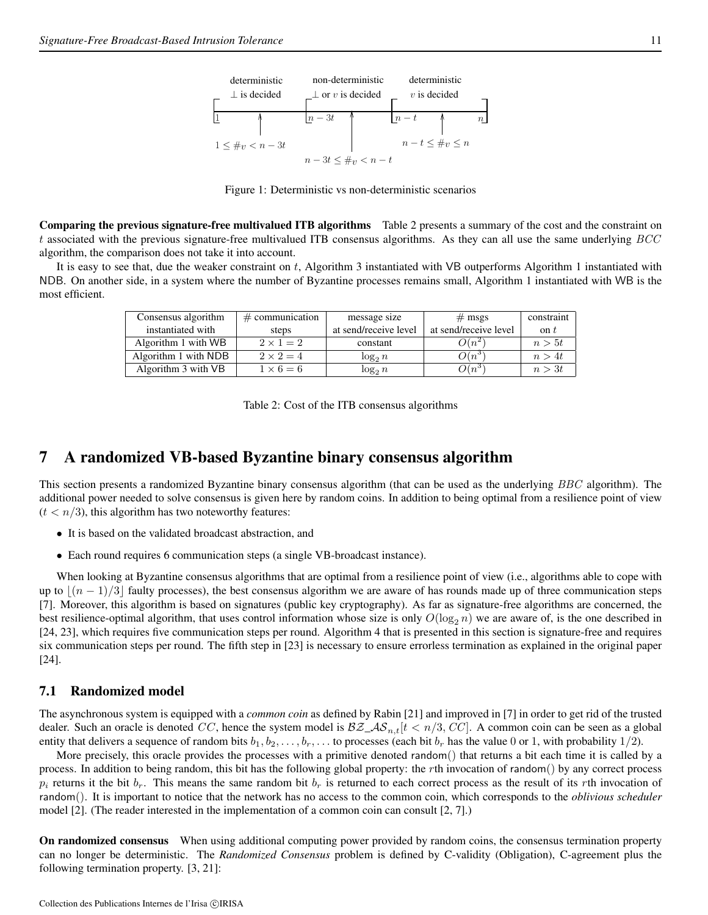deterministic $\perp$ is decided | non-deterministic $\perp$ or $v$ is decided | deterministic $v$ is decided

$1$ — $n-3t$ — $n-t$ — $n$

$1 \leq \#_v < n-3t$ | $n-3t \leq \#_v < n-t$ | $n-t \leq \#_v \leq n$

Figure 1: Deterministic vs non-deterministic scenarios

**Comparing the previous signature-free multivalued ITB algorithms** Table 2 presents a summary of the cost and the constraint on $t$ associated with the previous signature-free multivalued ITB consensus algorithms. As they can all use the same underlying $BCC$ algorithm, the comparison does not take it into account.

It is easy to see that, due the weaker constraint on $t$, Algorithm 3 instantiated with VB outperforms Algorithm 1 instantiated with NDB. On another side, in a system where the number of Byzantine processes remains small, Algorithm 1 instantiated with WB is the most efficient.

| Consensus algorithm instantiated with | # communication steps | message size at send/receive level | # msgs at send/receive level | constraint on $t$ |
|---|---|---|---|---|
| Algorithm 1 with WB | $2 \times 1 = 2$ | constant | $O(n^2)$ | $n > 5t$ |
| Algorithm 1 with NDB | $2 \times 2 = 4$ | $\log_2 n$ | $O(n^3)$ | $n > 4t$ |
| Algorithm 3 with VB | $1 \times 6 = 6$ | $\log_2 n$ | $O(n^3)$ | $n > 3t$ |

Table 2: Cost of the ITB consensus algorithms

# 7 A randomized VB-based Byzantine binary consensus algorithm

This section presents a randomized Byzantine binary consensus algorithm (that can be used as the underlying $BBC$ algorithm). The additional power needed to solve consensus is given here by random coins. In addition to being optimal from a resilience point of view ($t < n/3$), this algorithm has two noteworthy features:

- It is based on the validated broadcast abstraction, and
- Each round requires 6 communication steps (a single VB-broadcast instance).

When looking at Byzantine consensus algorithms that are optimal from a resilience point of view (i.e., algorithms able to cope with up to $\lfloor (n-1)/3 \rfloor$ faulty processes), the best consensus algorithm we are aware of has rounds made up of three communication steps [7]. Moreover, this algorithm is based on signatures (public key cryptography). As far as signature-free algorithms are concerned, the best resilience-optimal algorithm, that uses control information whose size is only $O(\log_2 n)$ we are aware of, is the one described in [24, 23], which requires five communication steps per round. Algorithm 4 that is presented in this section is signature-free and requires six communication steps per round. The fifth step in [23] is necessary to ensure errorless termination as explained in the original paper [24].

## 7.1 Randomized model

The asynchronous system is equipped with a *common coin* as defined by Rabin [21] and improved in [7] in order to get rid of the trusted dealer. Such an oracle is denoted $CC$, hence the system model is $\mathcal{BZ\_AS}_{n,t}[t < n/3, CC]$. A common coin can be seen as a global entity that delivers a sequence of random bits $b_1, b_2, \ldots, b_r, \ldots$ to processes (each bit $b_r$ has the value 0 or 1, with probability $1/2$).

More precisely, this oracle provides the processes with a primitive denoted random() that returns a bit each time it is called by a process. In addition to being random, this bit has the following global property: the $r$th invocation of random() by any correct process $p_i$ returns it the bit $b_r$. This means the same random bit $b_r$ is returned to each correct process as the result of its $r$th invocation of random(). It is important to notice that the network has no access to the common coin, which corresponds to the *oblivious scheduler* model [2]. (The reader interested in the implementation of a common coin can consult [2, 7].)

**On randomized consensus** When using additional computing power provided by random coins, the consensus termination property can no longer be deterministic. The *Randomized Consensus* problem is defined by C-validity (Obligation), C-agreement plus the following termination property. [3, 21]: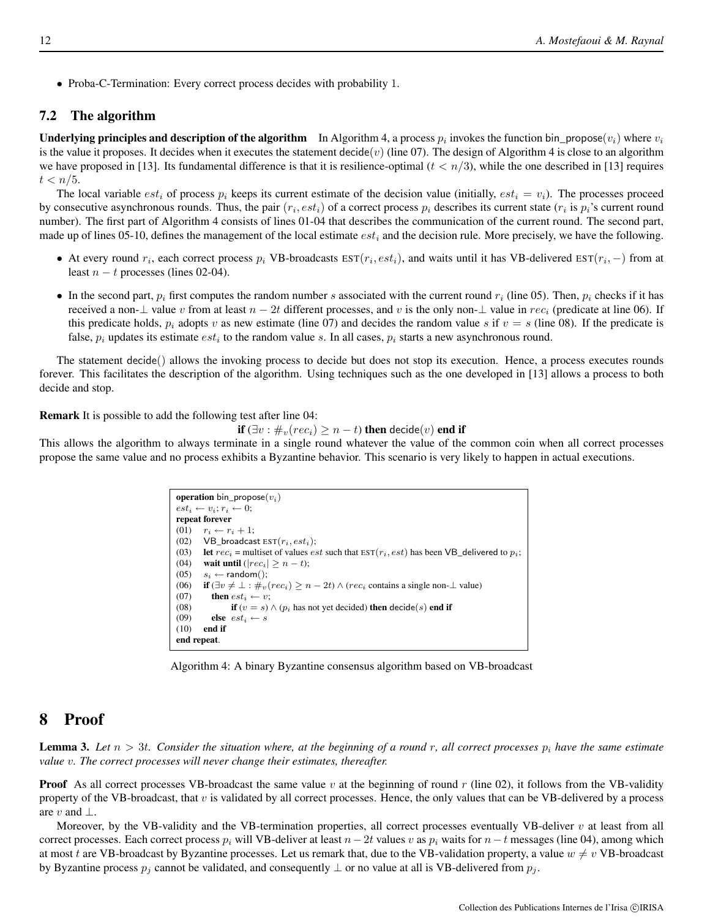- Proba-C-Termination: Every correct process decides with probability 1.

## 7.2 The algorithm

**Underlying principles and description of the algorithm** In Algorithm 4, a process $p_i$ invokes the function bin_propose($v_i$) where $v_i$ is the value it proposes. It decides when it executes the statement decide($v$) (line 07). The design of Algorithm 4 is close to an algorithm we have proposed in [13]. Its fundamental difference is that it is resilience-optimal ($t < n/3$), while the one described in [13] requires $t < n/5$.

The local variable $est_i$ of process $p_i$ keeps its current estimate of the decision value (initially, $est_i = v_i$). The processes proceed by consecutive asynchronous rounds. Thus, the pair $(r_i, est_i)$ of a correct process $p_i$ describes its current state ($r_i$ is $p_i$'s current round number). The first part of Algorithm 4 consists of lines 01-04 that describes the communication of the current round. The second part, made up of lines 05-10, defines the management of the local estimate $est_i$ and the decision rule. More precisely, we have the following.

- At every round $r_i$, each correct process $p_i$ VB-broadcasts EST$(r_i, est_i)$, and waits until it has VB-delivered EST$(r_i, -)$ from at least $n - t$ processes (lines 02-04).
- In the second part, $p_i$ first computes the random number $s$ associated with the current round $r_i$ (line 05). Then, $p_i$ checks if it has received a non-$\perp$ value $v$ from at least $n - 2t$ different processes, and $v$ is the only non-$\perp$ value in $rec_i$ (predicate at line 06). If this predicate holds, $p_i$ adopts $v$ as new estimate (line 07) and decides the random value $s$ if $v = s$ (line 08). If the predicate is false, $p_i$ updates its estimate $est_i$ to the random value $s$. In all cases, $p_i$ starts a new asynchronous round.

The statement decide() allows the invoking process to decide but does not stop its execution. Hence, a process executes rounds forever. This facilitates the description of the algorithm. Using techniques such as the one developed in [13] allows a process to both decide and stop.

**Remark** It is possible to add the following test after line 04:

**if** $(\exists v : \#_v(rec_i) \geq n - t)$ **then** decide($v$) **end if**

This allows the algorithm to always terminate in a single round whatever the value of the common coin when all correct processes propose the same value and no process exhibits a Byzantine behavior. This scenario is very likely to happen in actual executions.

```
operation bin_propose(v_i)
est_i ← v_i; r_i ← 0;
repeat forever
(01)   r_i ← r_i + 1;
(02)   VB_broadcast EST(r_i, est_i);
(03)   let rec_i = multiset of values est such that EST(r_i, est) has been VB_delivered to p_i;
(04)   wait until (|rec_i| ≥ n − t);
(05)   s_i ← random();
(06)   if (∃v ≠ ⊥ : #_v(rec_i) ≥ n − 2t) ∧ (rec_i contains a single non-⊥ value)
(07)      then est_i ← v;
(08)           if (v = s) ∧ (p_i has not yet decided) then decide(s) end if
(09)      else est_i ← s
(10)   end if
end repeat.
```

Algorithm 4: A binary Byzantine consensus algorithm based on VB-broadcast

# 8 Proof

**Lemma 3.** *Let $n > 3t$. Consider the situation where, at the beginning of a round $r$, all correct processes $p_i$ have the same estimate value $v$. The correct processes will never change their estimates, thereafter.*

**Proof** As all correct processes VB-broadcast the same value $v$ at the beginning of round $r$ (line 02), it follows from the VB-validity property of the VB-broadcast, that $v$ is validated by all correct processes. Hence, the only values that can be VB-delivered by a process are $v$ and $\perp$.

Moreover, by the VB-validity and the VB-termination properties, all correct processes eventually VB-deliver $v$ at least from all correct processes. Each correct process $p_i$ will VB-deliver at least $n-2t$ values $v$ as $p_i$ waits for $n-t$ messages (line 04), among which at most $t$ are VB-broadcast by Byzantine processes. Let us remark that, due to the VB-validation property, a value $w \neq v$ VB-broadcast by Byzantine process $p_j$ cannot be validated, and consequently $\perp$ or no value at all is VB-delivered from $p_j$.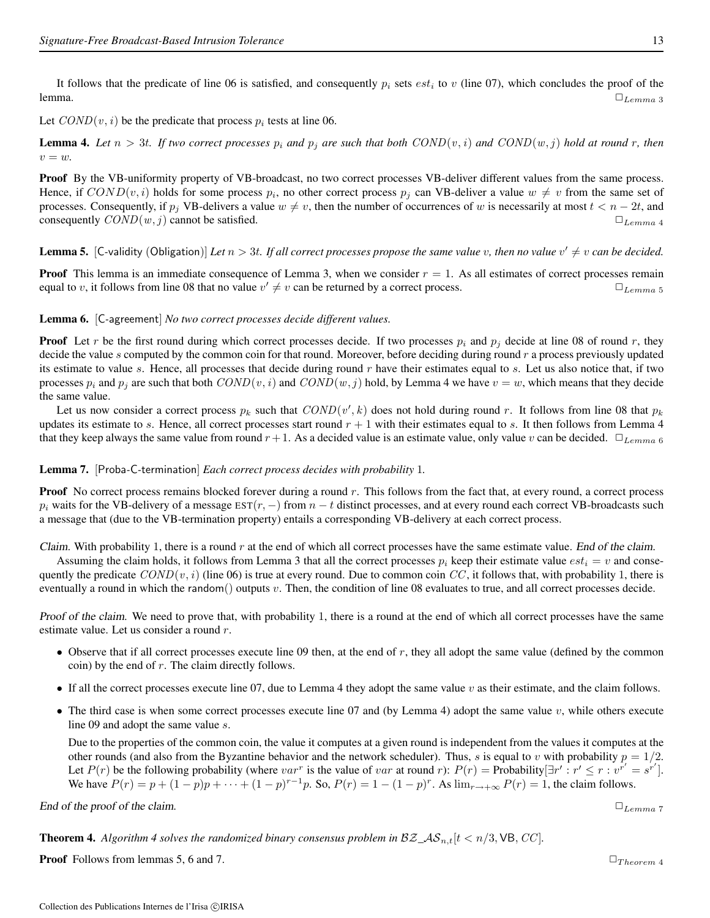It follows that the predicate of line 06 is satisfied, and consequently $p_i$ sets $est_i$ to $v$ (line 07), which concludes the proof of the lemma. $\Box_{Lemma\ 3}$

Let $COND(v,i)$ be the predicate that process $p_i$ tests at line 06.

**Lemma 4.** *Let $n > 3t$. If two correct processes $p_i$ and $p_j$ are such that both $COND(v,i)$ and $COND(w,j)$ hold at round $r$, then $v = w$.*

**Proof** By the VB-uniformity property of VB-broadcast, no two correct processes VB-deliver different values from the same process. Hence, if $COND(v,i)$ holds for some process $p_i$, no other correct process $p_j$ can VB-deliver a value $w \neq v$ from the same set of processes. Consequently, if $p_j$ VB-delivers a value $w \neq v$, then the number of occurrences of $w$ is necessarily at most $t < n - 2t$, and consequently $COND(w,j)$ cannot be satisfied. $\Box_{Lemma\ 4}$

**Lemma 5.** [C-validity (Obligation)] *Let $n > 3t$. If all correct processes propose the same value $v$, then no value $v' \neq v$ can be decided.*

**Proof** This lemma is an immediate consequence of Lemma 3, when we consider $r = 1$. As all estimates of correct processes remain equal to $v$, it follows from line 08 that no value $v' \neq v$ can be returned by a correct process. $\Box_{Lemma\ 5}$

**Lemma 6.** [C-agreement] *No two correct processes decide different values.*

**Proof** Let $r$ be the first round during which correct processes decide. If two processes $p_i$ and $p_j$ decide at line 08 of round $r$, they decide the value $s$ computed by the common coin for that round. Moreover, before deciding during round $r$ a process previously updated its estimate to value $s$. Hence, all processes that decide during round $r$ have their estimates equal to $s$. Let us also notice that, if two processes $p_i$ and $p_j$ are such that both $COND(v,i)$ and $COND(w,j)$ hold, by Lemma 4 we have $v = w$, which means that they decide the same value.

Let us now consider a correct process $p_k$ such that $COND(v',k)$ does not hold during round $r$. It follows from line 08 that $p_k$ updates its estimate to $s$. Hence, all correct processes start round $r+1$ with their estimates equal to $s$. It then follows from Lemma 4 that they keep always the same value from round $r+1$. As a decided value is an estimate value, only value $v$ can be decided. $\Box_{Lemma\ 6}$

**Lemma 7.** [Proba-C-termination] *Each correct process decides with probability* 1.

**Proof** No correct process remains blocked forever during a round $r$. This follows from the fact that, at every round, a correct process $p_i$ waits for the VB-delivery of a message $\text{EST}(r,-)$ from $n-t$ distinct processes, and at every round each correct VB-broadcasts such a message that (due to the VB-termination property) entails a corresponding VB-delivery at each correct process.

*Claim.* With probability 1, there is a round $r$ at the end of which all correct processes have the same estimate value. *End of the claim.*

Assuming the claim holds, it follows from Lemma 3 that all the correct processes $p_i$ keep their estimate value $est_i = v$ and consequently the predicate $COND(v,i)$ (line 06) is true at every round. Due to common coin $CC$, it follows that, with probability 1, there is eventually a round in which the random() outputs $v$. Then, the condition of line 08 evaluates to true, and all correct processes decide.

*Proof of the claim.* We need to prove that, with probability 1, there is a round at the end of which all correct processes have the same estimate value. Let us consider a round $r$.

- Observe that if all correct processes execute line 09 then, at the end of $r$, they all adopt the same value (defined by the common coin) by the end of $r$. The claim directly follows.
- If all the correct processes execute line 07, due to Lemma 4 they adopt the same value $v$ as their estimate, and the claim follows.
- The third case is when some correct processes execute line 07 and (by Lemma 4) adopt the same value $v$, while others execute line 09 and adopt the same value $s$.

  Due to the properties of the common coin, the value it computes at a given round is independent from the values it computes at the other rounds (and also from the Byzantine behavior and the network scheduler). Thus, $s$ is equal to $v$ with probability $p = 1/2$. Let $P(r)$ be the following probability (where $var^r$ is the value of $var$ at round $r$): $P(r) = \text{Probability}[\exists r' : r' \leq r : v^{r'} = s^{r'}]$. We have $P(r) = p + (1-p)p + \cdots + (1-p)^{r-1}p$. So, $P(r) = 1 - (1-p)^r$. As $\lim_{r \to +\infty} P(r) = 1$, the claim follows.

*End of the proof of the claim.* $\Box_{Lemma\ 7}$

**Theorem 4.** *Algorithm 4 solves the randomized binary consensus problem in $\mathcal{BZ\_AS}_{n,t}[t < n/3, \text{VB}, CC]$.*

**Proof** Follows from lemmas 5, 6 and 7. $\Box_{Theorem\ 4}$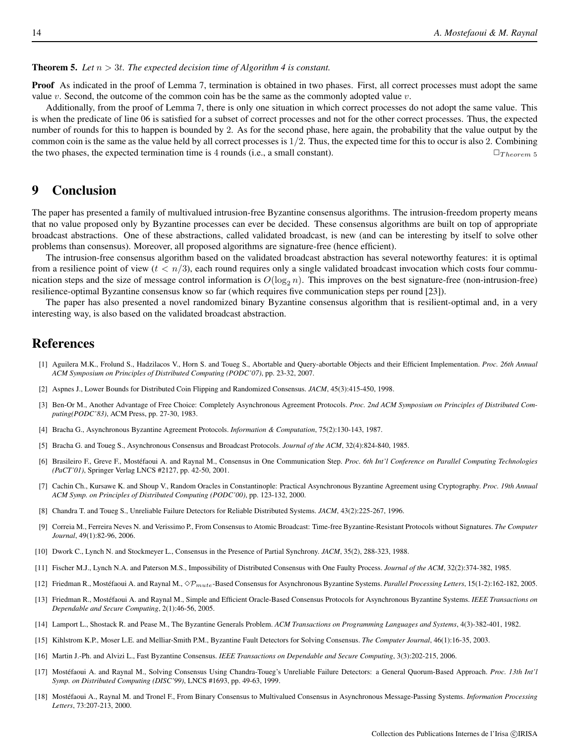**Theorem 5.** *Let $n > 3t$. The expected decision time of Algorithm 4 is constant.*

**Proof** As indicated in the proof of Lemma 7, termination is obtained in two phases. First, all correct processes must adopt the same value $v$. Second, the outcome of the common coin has be the same as the commonly adopted value $v$.

Additionally, from the proof of Lemma 7, there is only one situation in which correct processes do not adopt the same value. This is when the predicate of line 06 is satisfied for a subset of correct processes and not for the other correct processes. Thus, the expected number of rounds for this to happen is bounded by 2. As for the second phase, here again, the probability that the value output by the common coin is the same as the value held by all correct processes is $1/2$. Thus, the expected time for this to occur is also 2. Combining the two phases, the expected termination time is 4 rounds (i.e., a small constant). $\Box_{Theorem\ 5}$

# 9 Conclusion

The paper has presented a family of multivalued intrusion-free Byzantine consensus algorithms. The intrusion-freedom property means that no value proposed only by Byzantine processes can ever be decided. These consensus algorithms are built on top of appropriate broadcast abstractions. One of these abstractions, called validated broadcast, is new (and can be interesting by itself to solve other problems than consensus). Moreover, all proposed algorithms are signature-free (hence efficient).

The intrusion-free consensus algorithm based on the validated broadcast abstraction has several noteworthy features: it is optimal from a resilience point of view ($t < n/3$), each round requires only a single validated broadcast invocation which costs four communication steps and the size of message control information is $O(\log_2 n)$. This improves on the best signature-free (non-intrusion-free) resilience-optimal Byzantine consensus know so far (which requires five communication steps per round [23]).

The paper has also presented a novel randomized binary Byzantine consensus algorithm that is resilient-optimal and, in a very interesting way, is also based on the validated broadcast abstraction.

# References

[1] Aguilera M.K., Frolund S., Hadzilacos V., Horn S. and Toueg S., Abortable and Query-abortable Objects and their Efficient Implementation. *Proc. 26th Annual ACM Symposium on Principles of Distributed Computing (PODC'07)*, pp. 23-32, 2007.

[2] Aspnes J., Lower Bounds for Distributed Coin Flipping and Randomized Consensus. *JACM*, 45(3):415-450, 1998.

[3] Ben-Or M., Another Advantage of Free Choice: Completely Asynchronous Agreement Protocols. *Proc. 2nd ACM Symposium on Principles of Distributed Computing(PODC'83)*, ACM Press, pp. 27-30, 1983.

[4] Bracha G., Asynchronous Byzantine Agreement Protocols. *Information & Computation*, 75(2):130-143, 1987.

[5] Bracha G. and Toueg S., Asynchronous Consensus and Broadcast Protocols. *Journal of the ACM*, 32(4):824-840, 1985.

[6] Brasileiro F., Greve F., Mostéfaoui A. and Raynal M., Consensus in One Communication Step. *Proc. 6th Int'l Conference on Parallel Computing Technologies (PaCT'01)*, Springer Verlag LNCS #2127, pp. 42-50, 2001.

[7] Cachin Ch., Kursawe K. and Shoup V., Random Oracles in Constantinople: Practical Asynchronous Byzantine Agreement using Cryptography. *Proc. 19th Annual ACM Symp. on Principles of Distributed Computing (PODC'00)*, pp. 123-132, 2000.

[8] Chandra T. and Toueg S., Unreliable Failure Detectors for Reliable Distributed Systems. *JACM*, 43(2):225-267, 1996.

[9] Correia M., Ferreira Neves N. and Verissimo P., From Consensus to Atomic Broadcast: Time-free Byzantine-Resistant Protocols without Signatures. *The Computer Journal*, 49(1):82-96, 2006.

[10] Dwork C., Lynch N. and Stockmeyer L., Consensus in the Presence of Partial Synchrony. *JACM*, 35(2), 288-323, 1988.

[11] Fischer M.J., Lynch N.A. and Paterson M.S., Impossibility of Distributed Consensus with One Faulty Process. *Journal of the ACM*, 32(2):374-382, 1985.

[12] Friedman R., Mostéfaoui A. and Raynal M., $\diamond\mathcal{P}_{mute}$-Based Consensus for Asynchronous Byzantine Systems. *Parallel Processing Letters*, 15(1-2):162-182, 2005.

[13] Friedman R., Mostéfaoui A. and Raynal M., Simple and Efficient Oracle-Based Consensus Protocols for Asynchronous Byzantine Systems. *IEEE Transactions on Dependable and Secure Computing*, 2(1):46-56, 2005.

[14] Lamport L., Shostack R. and Pease M., The Byzantine Generals Problem. *ACM Transactions on Programming Languages and Systems*, 4(3)-382-401, 1982.

[15] Kihlstrom K.P., Moser L.E. and Melliar-Smith P.M., Byzantine Fault Detectors for Solving Consensus. *The Computer Journal*, 46(1):16-35, 2003.

[16] Martin J.-Ph. and Alvizi L., Fast Byzantine Consensus. *IEEE Transactions on Dependable and Secure Computing*, 3(3):202-215, 2006.

[17] Mostéfaoui A. and Raynal M., Solving Consensus Using Chandra-Toueg's Unreliable Failure Detectors: a General Quorum-Based Approach. *Proc. 13th Int'l Symp. on Distributed Computing (DISC'99)*, LNCS #1693, pp. 49-63, 1999.

[18] Mostéfaoui A., Raynal M. and Tronel F., From Binary Consensus to Multivalued Consensus in Asynchronous Message-Passing Systems. *Information Processing Letters*, 73:207-213, 2000.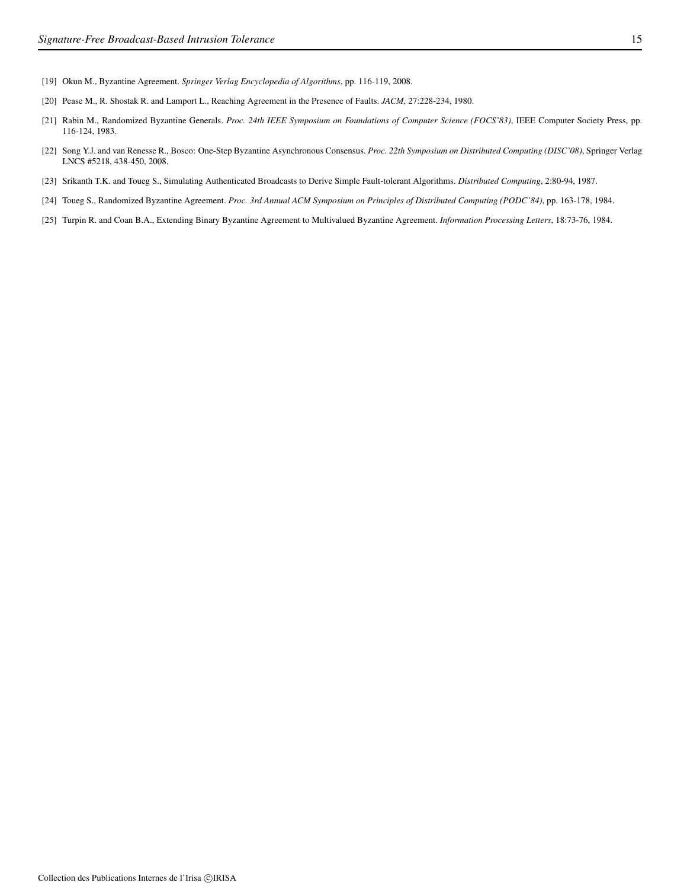[19] Okun M., Byzantine Agreement. *Springer Verlag Encyclopedia of Algorithms*, pp. 116-119, 2008.

[20] Pease M., R. Shostak R. and Lamport L., Reaching Agreement in the Presence of Faults. *JACM*, 27:228-234, 1980.

[21] Rabin M., Randomized Byzantine Generals. *Proc. 24th IEEE Symposium on Foundations of Computer Science (FOCS'83)*, IEEE Computer Society Press, pp. 116-124, 1983.

[22] Song Y.J. and van Renesse R., Bosco: One-Step Byzantine Asynchronous Consensus. *Proc. 22th Symposium on Distributed Computing (DISC'08)*, Springer Verlag LNCS #5218, 438-450, 2008.

[23] Srikanth T.K. and Toueg S., Simulating Authenticated Broadcasts to Derive Simple Fault-tolerant Algorithms. *Distributed Computing*, 2:80-94, 1987.

[24] Toueg S., Randomized Byzantine Agreement. *Proc. 3rd Annual ACM Symposium on Principles of Distributed Computing (PODC'84)*, pp. 163-178, 1984.

[25] Turpin R. and Coan B.A., Extending Binary Byzantine Agreement to Multivalued Byzantine Agreement. *Information Processing Letters*, 18:73-76, 1984.